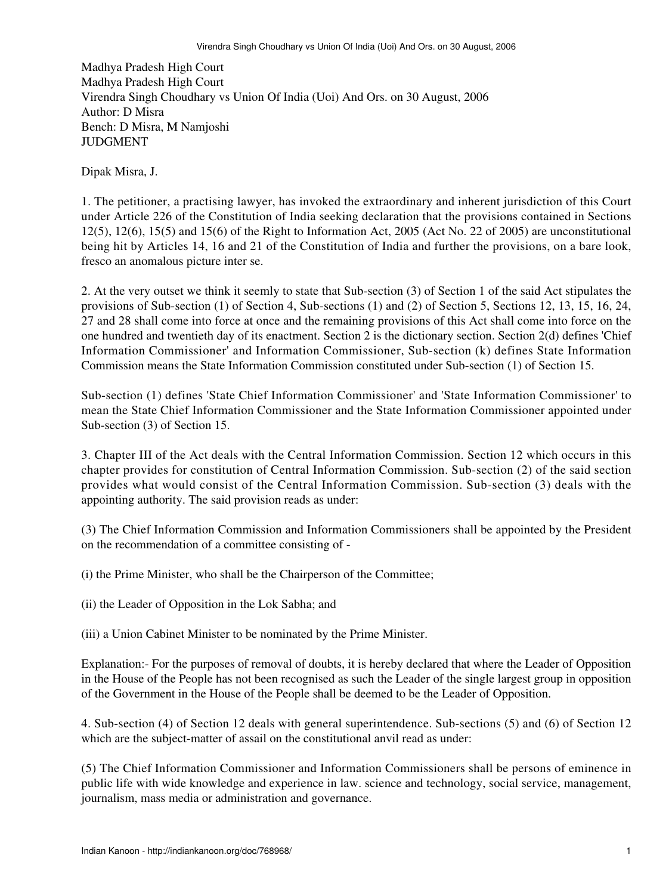Madhya Pradesh High Court
Madhya Pradesh High Court
Virendra Singh Choudhary vs Union Of India (Uoi) And Ors. on 30 August, 2006
Author: D Misra
Bench: D Misra, M Namjoshi
JUDGMENT

Dipak Misra, J.

1. The petitioner, a practising lawyer, has invoked the extraordinary and inherent jurisdiction of this Court under Article 226 of the Constitution of India seeking declaration that the provisions contained in Sections 12(5), 12(6), 15(5) and 15(6) of the Right to Information Act, 2005 (Act No. 22 of 2005) are unconstitutional being hit by Articles 14, 16 and 21 of the Constitution of India and further the provisions, on a bare look, fresco an anomalous picture inter se.

2. At the very outset we think it seemly to state that Sub-section (3) of Section 1 of the said Act stipulates the provisions of Sub-section (1) of Section 4, Sub-sections (1) and (2) of Section 5, Sections 12, 13, 15, 16, 24, 27 and 28 shall come into force at once and the remaining provisions of this Act shall come into force on the one hundred and twentieth day of its enactment. Section 2 is the dictionary section. Section 2(d) defines 'Chief Information Commissioner' and Information Commissioner, Sub-section (k) defines State Information Commission means the State Information Commission constituted under Sub-section (1) of Section 15.

Sub-section (1) defines 'State Chief Information Commissioner' and 'State Information Commissioner' to mean the State Chief Information Commissioner and the State Information Commissioner appointed under Sub-section (3) of Section 15.

3. Chapter III of the Act deals with the Central Information Commission. Section 12 which occurs in this chapter provides for constitution of Central Information Commission. Sub-section (2) of the said section provides what would consist of the Central Information Commission. Sub-section (3) deals with the appointing authority. The said provision reads as under:

(3) The Chief Information Commission and Information Commissioners shall be appointed by the President on the recommendation of a committee consisting of -

(i) the Prime Minister, who shall be the Chairperson of the Committee;

(ii) the Leader of Opposition in the Lok Sabha; and

(iii) a Union Cabinet Minister to be nominated by the Prime Minister.

Explanation:- For the purposes of removal of doubts, it is hereby declared that where the Leader of Opposition in the House of the People has not been recognised as such the Leader of the single largest group in opposition of the Government in the House of the People shall be deemed to be the Leader of Opposition.

4. Sub-section (4) of Section 12 deals with general superintendence. Sub-sections (5) and (6) of Section 12 which are the subject-matter of assail on the constitutional anvil read as under:

(5) The Chief Information Commissioner and Information Commissioners shall be persons of eminence in public life with wide knowledge and experience in law. science and technology, social service, management, journalism, mass media or administration and governance.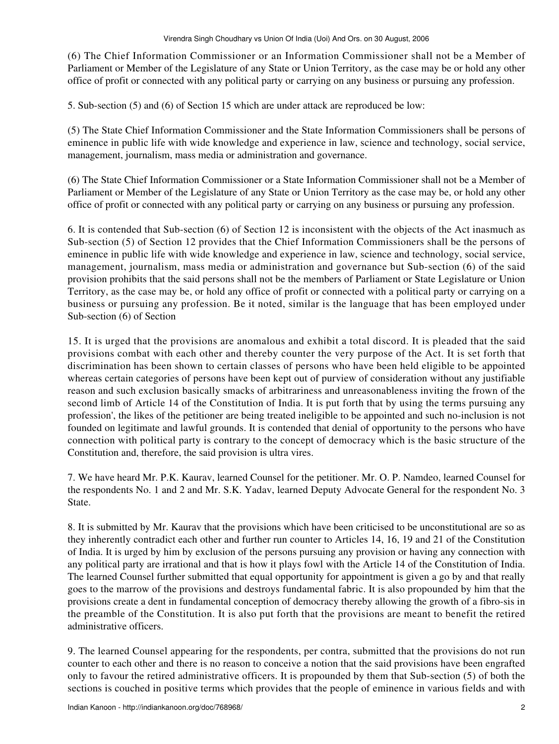(6) The Chief Information Commissioner or an Information Commissioner shall not be a Member of Parliament or Member of the Legislature of any State or Union Territory, as the case may be or hold any other office of profit or connected with any political party or carrying on any business or pursuing any profession.

5. Sub-section (5) and (6) of Section 15 which are under attack are reproduced be low:

(5) The State Chief Information Commissioner and the State Information Commissioners shall be persons of eminence in public life with wide knowledge and experience in law, science and technology, social service, management, journalism, mass media or administration and governance.

(6) The State Chief Information Commissioner or a State Information Commissioner shall not be a Member of Parliament or Member of the Legislature of any State or Union Territory as the case may be, or hold any other office of profit or connected with any political party or carrying on any business or pursuing any profession.

6. It is contended that Sub-section (6) of Section 12 is inconsistent with the objects of the Act inasmuch as Sub-section (5) of Section 12 provides that the Chief Information Commissioners shall be the persons of eminence in public life with wide knowledge and experience in law, science and technology, social service, management, journalism, mass media or administration and governance but Sub-section (6) of the said provision prohibits that the said persons shall not be the members of Parliament or State Legislature or Union Territory, as the case may be, or hold any office of profit or connected with a political party or carrying on a business or pursuing any profession. Be it noted, similar is the language that has been employed under Sub-section (6) of Section

15. It is urged that the provisions are anomalous and exhibit a total discord. It is pleaded that the said provisions combat with each other and thereby counter the very purpose of the Act. It is set forth that discrimination has been shown to certain classes of persons who have been held eligible to be appointed whereas certain categories of persons have been kept out of purview of consideration without any justifiable reason and such exclusion basically smacks of arbitrariness and unreasonableness inviting the frown of the second limb of Article 14 of the Constitution of India. It is put forth that by using the terms pursuing any profession', the likes of the petitioner are being treated ineligible to be appointed and such no-inclusion is not founded on legitimate and lawful grounds. It is contended that denial of opportunity to the persons who have connection with political party is contrary to the concept of democracy which is the basic structure of the Constitution and, therefore, the said provision is ultra vires.

7. We have heard Mr. P.K. Kaurav, learned Counsel for the petitioner. Mr. O. P. Namdeo, learned Counsel for the respondents No. 1 and 2 and Mr. S.K. Yadav, learned Deputy Advocate General for the respondent No. 3 State.

8. It is submitted by Mr. Kaurav that the provisions which have been criticised to be unconstitutional are so as they inherently contradict each other and further run counter to Articles 14, 16, 19 and 21 of the Constitution of India. It is urged by him by exclusion of the persons pursuing any provision or having any connection with any political party are irrational and that is how it plays fowl with the Article 14 of the Constitution of India. The learned Counsel further submitted that equal opportunity for appointment is given a go by and that really goes to the marrow of the provisions and destroys fundamental fabric. It is also propounded by him that the provisions create a dent in fundamental conception of democracy thereby allowing the growth of a fibro-sis in the preamble of the Constitution. It is also put forth that the provisions are meant to benefit the retired administrative officers.

9. The learned Counsel appearing for the respondents, per contra, submitted that the provisions do not run counter to each other and there is no reason to conceive a notion that the said provisions have been engrafted only to favour the retired administrative officers. It is propounded by them that Sub-section (5) of both the sections is couched in positive terms which provides that the people of eminence in various fields and with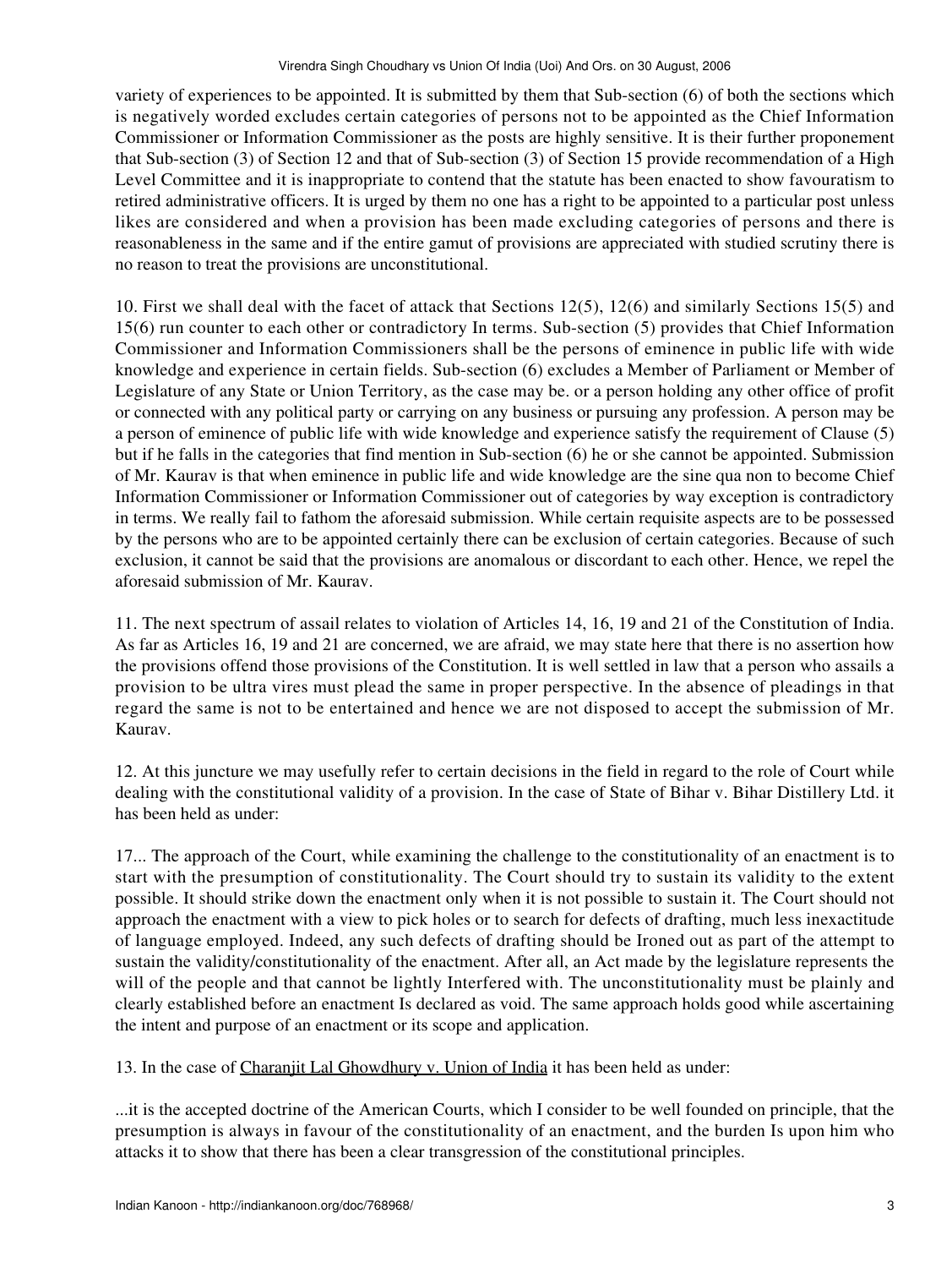variety of experiences to be appointed. It is submitted by them that Sub-section (6) of both the sections which is negatively worded excludes certain categories of persons not to be appointed as the Chief Information Commissioner or Information Commissioner as the posts are highly sensitive. It is their further proponement that Sub-section (3) of Section 12 and that of Sub-section (3) of Section 15 provide recommendation of a High Level Committee and it is inappropriate to contend that the statute has been enacted to show favouratism to retired administrative officers. It is urged by them no one has a right to be appointed to a particular post unless likes are considered and when a provision has been made excluding categories of persons and there is reasonableness in the same and if the entire gamut of provisions are appreciated with studied scrutiny there is no reason to treat the provisions are unconstitutional.

10. First we shall deal with the facet of attack that Sections 12(5), 12(6) and similarly Sections 15(5) and 15(6) run counter to each other or contradictory In terms. Sub-section (5) provides that Chief Information Commissioner and Information Commissioners shall be the persons of eminence in public life with wide knowledge and experience in certain fields. Sub-section (6) excludes a Member of Parliament or Member of Legislature of any State or Union Territory, as the case may be. or a person holding any other office of profit or connected with any political party or carrying on any business or pursuing any profession. A person may be a person of eminence of public life with wide knowledge and experience satisfy the requirement of Clause (5) but if he falls in the categories that find mention in Sub-section (6) he or she cannot be appointed. Submission of Mr. Kaurav is that when eminence in public life and wide knowledge are the sine qua non to become Chief Information Commissioner or Information Commissioner out of categories by way exception is contradictory in terms. We really fail to fathom the aforesaid submission. While certain requisite aspects are to be possessed by the persons who are to be appointed certainly there can be exclusion of certain categories. Because of such exclusion, it cannot be said that the provisions are anomalous or discordant to each other. Hence, we repel the aforesaid submission of Mr. Kaurav.

11. The next spectrum of assail relates to violation of Articles 14, 16, 19 and 21 of the Constitution of India. As far as Articles 16, 19 and 21 are concerned, we are afraid, we may state here that there is no assertion how the provisions offend those provisions of the Constitution. It is well settled in law that a person who assails a provision to be ultra vires must plead the same in proper perspective. In the absence of pleadings in that regard the same is not to be entertained and hence we are not disposed to accept the submission of Mr. Kaurav.

12. At this juncture we may usefully refer to certain decisions in the field in regard to the role of Court while dealing with the constitutional validity of a provision. In the case of State of Bihar v. Bihar Distillery Ltd. it has been held as under:

17... The approach of the Court, while examining the challenge to the constitutionality of an enactment is to start with the presumption of constitutionality. The Court should try to sustain its validity to the extent possible. It should strike down the enactment only when it is not possible to sustain it. The Court should not approach the enactment with a view to pick holes or to search for defects of drafting, much less inexactitude of language employed. Indeed, any such defects of drafting should be Ironed out as part of the attempt to sustain the validity/constitutionality of the enactment. After all, an Act made by the legislature represents the will of the people and that cannot be lightly Interfered with. The unconstitutionality must be plainly and clearly established before an enactment Is declared as void. The same approach holds good while ascertaining the intent and purpose of an enactment or its scope and application.

13. In the case of Charanjit Lal Ghowdhury v. Union of India it has been held as under:

...it is the accepted doctrine of the American Courts, which I consider to be well founded on principle, that the presumption is always in favour of the constitutionality of an enactment, and the burden Is upon him who attacks it to show that there has been a clear transgression of the constitutional principles.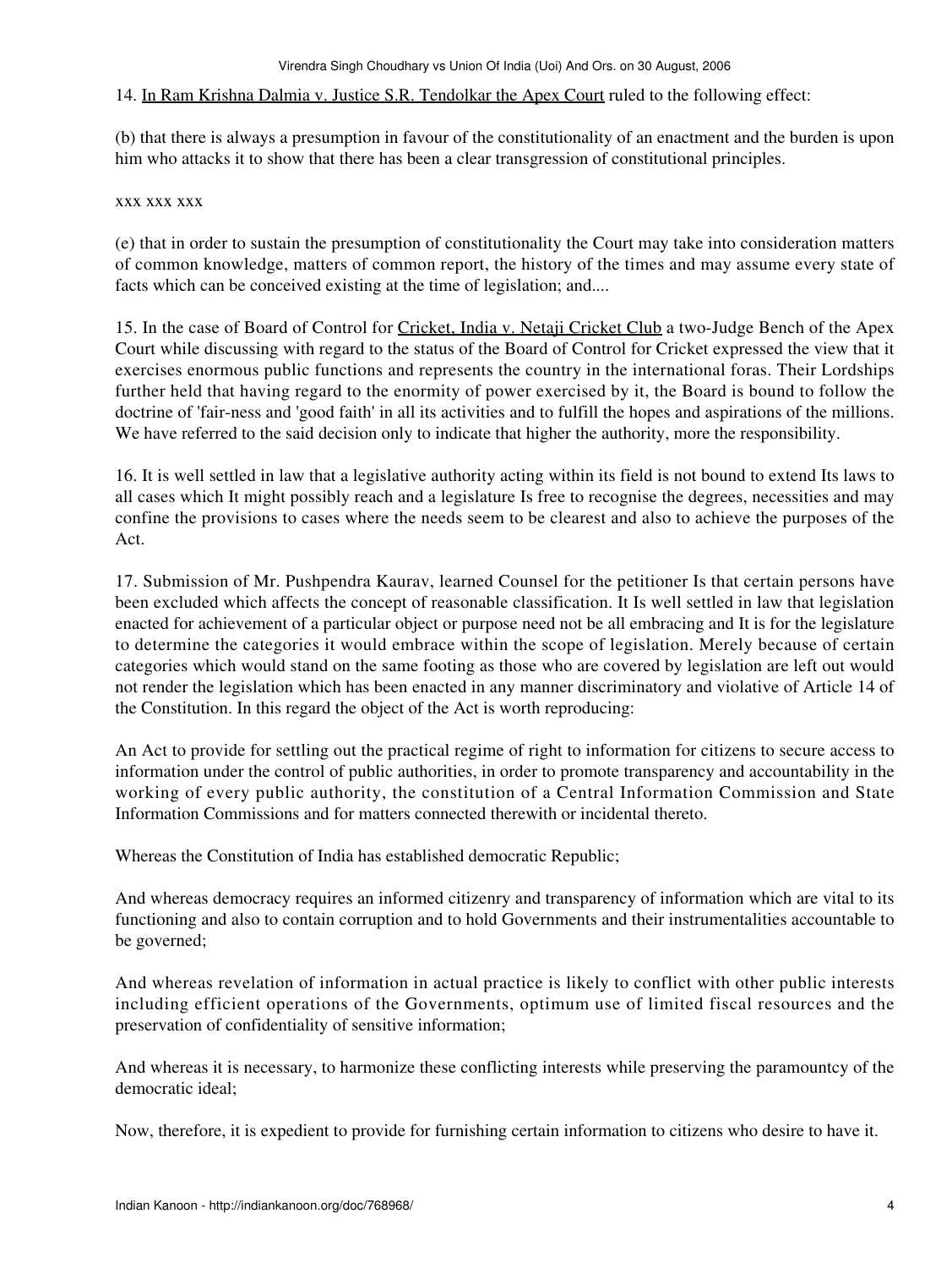14. In Ram Krishna Dalmia v. Justice S.R. Tendolkar the Apex Court ruled to the following effect:

(b) that there is always a presumption in favour of the constitutionality of an enactment and the burden is upon him who attacks it to show that there has been a clear transgression of constitutional principles.

xxx xxx xxx

(e) that in order to sustain the presumption of constitutionality the Court may take into consideration matters of common knowledge, matters of common report, the history of the times and may assume every state of facts which can be conceived existing at the time of legislation; and....

15. In the case of Board of Control for Cricket, India v. Netaji Cricket Club a two-Judge Bench of the Apex Court while discussing with regard to the status of the Board of Control for Cricket expressed the view that it exercises enormous public functions and represents the country in the international foras. Their Lordships further held that having regard to the enormity of power exercised by it, the Board is bound to follow the doctrine of 'fair-ness and 'good faith' in all its activities and to fulfill the hopes and aspirations of the millions. We have referred to the said decision only to indicate that higher the authority, more the responsibility.

16. It is well settled in law that a legislative authority acting within its field is not bound to extend Its laws to all cases which It might possibly reach and a legislature Is free to recognise the degrees, necessities and may confine the provisions to cases where the needs seem to be clearest and also to achieve the purposes of the Act.

17. Submission of Mr. Pushpendra Kaurav, learned Counsel for the petitioner Is that certain persons have been excluded which affects the concept of reasonable classification. It Is well settled in law that legislation enacted for achievement of a particular object or purpose need not be all embracing and It is for the legislature to determine the categories it would embrace within the scope of legislation. Merely because of certain categories which would stand on the same footing as those who are covered by legislation are left out would not render the legislation which has been enacted in any manner discriminatory and violative of Article 14 of the Constitution. In this regard the object of the Act is worth reproducing:

An Act to provide for settling out the practical regime of right to information for citizens to secure access to information under the control of public authorities, in order to promote transparency and accountability in the working of every public authority, the constitution of a Central Information Commission and State Information Commissions and for matters connected therewith or incidental thereto.

Whereas the Constitution of India has established democratic Republic;

And whereas democracy requires an informed citizenry and transparency of information which are vital to its functioning and also to contain corruption and to hold Governments and their instrumentalities accountable to be governed;

And whereas revelation of information in actual practice is likely to conflict with other public interests including efficient operations of the Governments, optimum use of limited fiscal resources and the preservation of confidentiality of sensitive information;

And whereas it is necessary, to harmonize these conflicting interests while preserving the paramountcy of the democratic ideal;

Now, therefore, it is expedient to provide for furnishing certain information to citizens who desire to have it.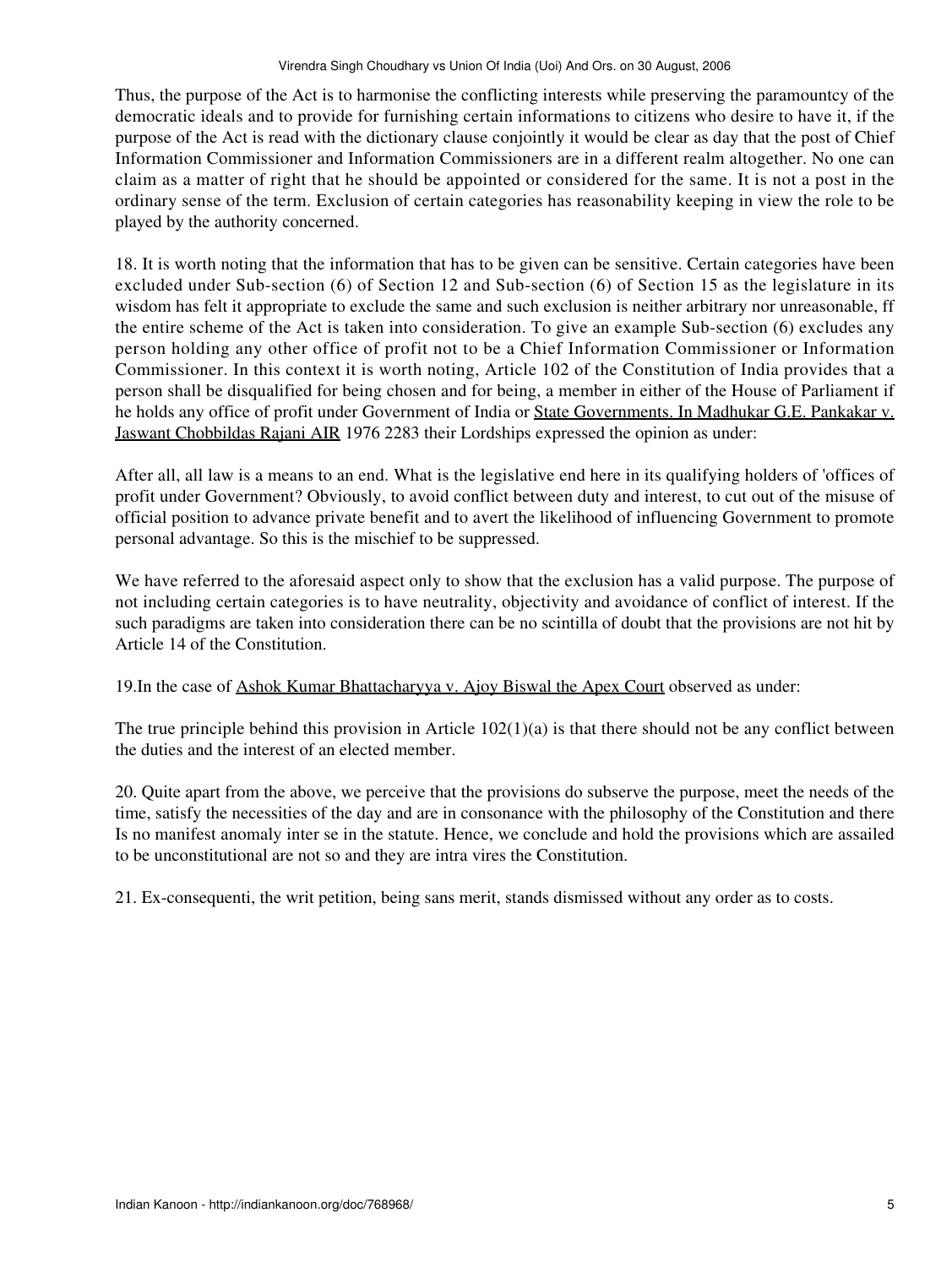Thus, the purpose of the Act is to harmonise the conflicting interests while preserving the paramountcy of the democratic ideals and to provide for furnishing certain informations to citizens who desire to have it, if the purpose of the Act is read with the dictionary clause conjointly it would be clear as day that the post of Chief Information Commissioner and Information Commissioners are in a different realm altogether. No one can claim as a matter of right that he should be appointed or considered for the same. It is not a post in the ordinary sense of the term. Exclusion of certain categories has reasonability keeping in view the role to be played by the authority concerned.

18. It is worth noting that the information that has to be given can be sensitive. Certain categories have been excluded under Sub-section (6) of Section 12 and Sub-section (6) of Section 15 as the legislature in its wisdom has felt it appropriate to exclude the same and such exclusion is neither arbitrary nor unreasonable, ff the entire scheme of the Act is taken into consideration. To give an example Sub-section (6) excludes any person holding any other office of profit not to be a Chief Information Commissioner or Information Commissioner. In this context it is worth noting, Article 102 of the Constitution of India provides that a person shall be disqualified for being chosen and for being, a member in either of the House of Parliament if he holds any office of profit under Government of India or State Governments. In Madhukar G.E. Pankakar v. Jaswant Chobbildas Rajani AIR 1976 2283 their Lordships expressed the opinion as under:

After all, all law is a means to an end. What is the legislative end here in its qualifying holders of 'offices of profit under Government? Obviously, to avoid conflict between duty and interest, to cut out of the misuse of official position to advance private benefit and to avert the likelihood of influencing Government to promote personal advantage. So this is the mischief to be suppressed.

We have referred to the aforesaid aspect only to show that the exclusion has a valid purpose. The purpose of not including certain categories is to have neutrality, objectivity and avoidance of conflict of interest. If the such paradigms are taken into consideration there can be no scintilla of doubt that the provisions are not hit by Article 14 of the Constitution.

19.In the case of Ashok Kumar Bhattacharyya v. Ajoy Biswal the Apex Court observed as under:

The true principle behind this provision in Article 102(1)(a) is that there should not be any conflict between the duties and the interest of an elected member.

20. Quite apart from the above, we perceive that the provisions do subserve the purpose, meet the needs of the time, satisfy the necessities of the day and are in consonance with the philosophy of the Constitution and there Is no manifest anomaly inter se in the statute. Hence, we conclude and hold the provisions which are assailed to be unconstitutional are not so and they are intra vires the Constitution.

21. Ex-consequenti, the writ petition, being sans merit, stands dismissed without any order as to costs.